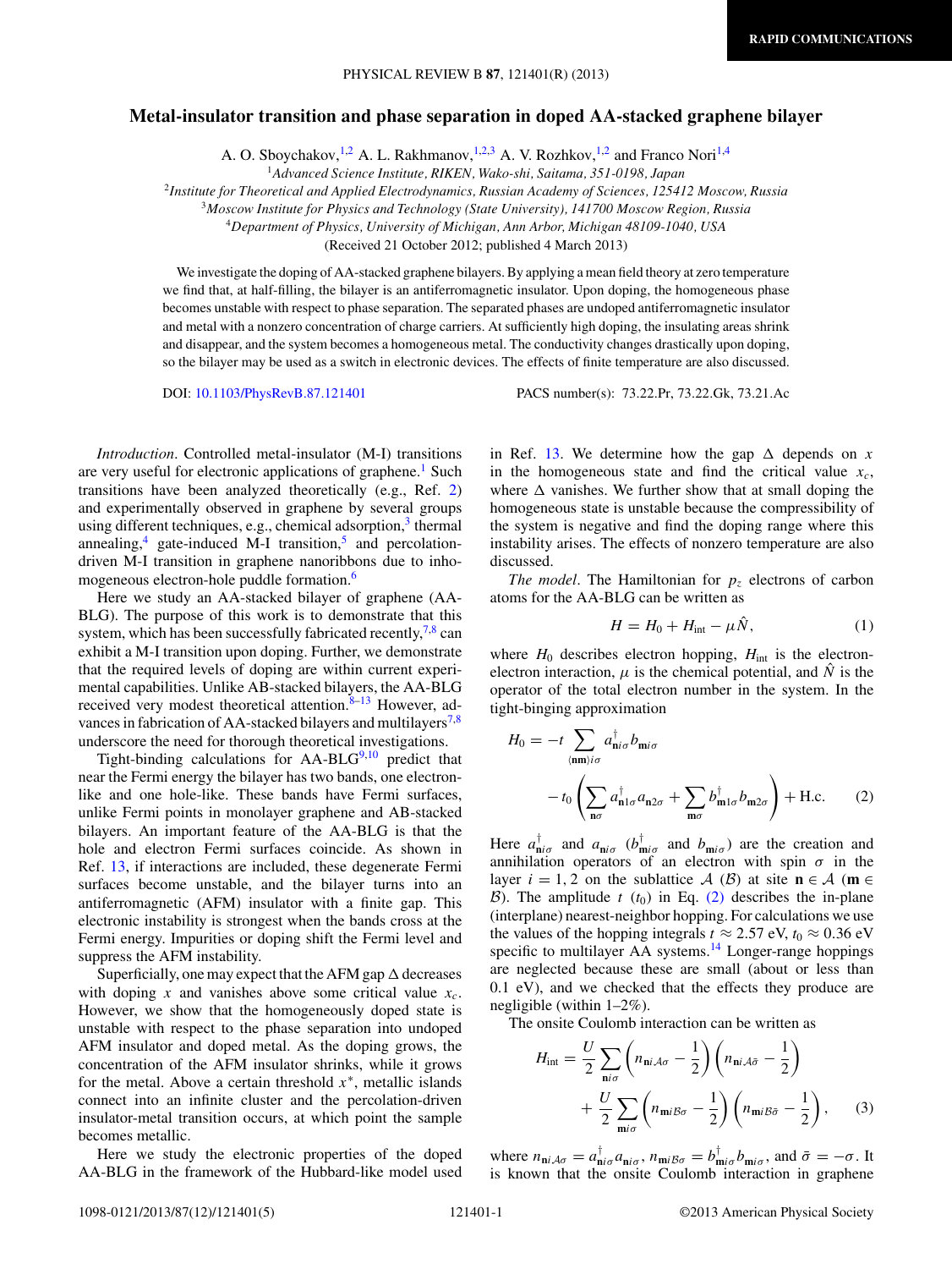RAPID COMMUNICATIONS

# Metal-insulator transition and phase separation in doped AA-stacked graphene bilayer

A. O. Sboychakov,[1,2] A. L. Rakhmanov,[1,2,3] A. V. Rozhkov,[1,2] and Franco Nori[1,4]

[1]Advanced Science Institute, RIKEN, Wako-shi, Saitama, 351-0198, Japan
[2]Institute for Theoretical and Applied Electrodynamics, Russian Academy of Sciences, 125412 Moscow, Russia
[3]Moscow Institute for Physics and Technology (State University), 141700 Moscow Region, Russia
[4]Department of Physics, University of Michigan, Ann Arbor, Michigan 48109-1040, USA

(Received 21 October 2012; published 4 March 2013)

We investigate the doping of AA-stacked graphene bilayers. By applying a mean field theory at zero temperature we find that, at half-filling, the bilayer is an antiferromagnetic insulator. Upon doping, the homogeneous phase becomes unstable with respect to phase separation. The separated phases are undoped antiferromagnetic insulator and metal with a nonzero concentration of charge carriers. At sufficiently high doping, the insulating areas shrink and disappear, and the system becomes a homogeneous metal. The conductivity changes drastically upon doping, so the bilayer may be used as a switch in electronic devices. The effects of finite temperature are also discussed.

DOI: 10.1103/PhysRevB.87.121401 PACS number(s): 73.22.Pr, 73.22.Gk, 73.21.Ac

*Introduction*. Controlled metal-insulator (M-I) transitions are very useful for electronic applications of graphene.[1] Such transitions have been analyzed theoretically (e.g., Ref. 2) and experimentally observed in graphene by several groups using different techniques, e.g., chemical adsorption,[3] thermal annealing,[4] gate-induced M-I transition,[5] and percolation-driven M-I transition in graphene nanoribbons due to inhomogeneous electron-hole puddle formation.[6]

Here we study an AA-stacked bilayer of graphene (AA-BLG). The purpose of this work is to demonstrate that this system, which has been successfully fabricated recently,[7,8] can exhibit a M-I transition upon doping. Further, we demonstrate that the required levels of doping are within current experimental capabilities. Unlike AB-stacked bilayers, the AA-BLG received very modest theoretical attention.[8–13] However, advances in fabrication of AA-stacked bilayers and multilayers[7,8] underscore the need for thorough theoretical investigations.

Tight-binding calculations for AA-BLG[9,10] predict that near the Fermi energy the bilayer has two bands, one electron-like and one hole-like. These bands have Fermi surfaces, unlike Fermi points in monolayer graphene and AB-stacked bilayers. An important feature of the AA-BLG is that the hole and electron Fermi surfaces coincide. As shown in Ref. 13, if interactions are included, these degenerate Fermi surfaces become unstable, and the bilayer turns into an antiferromagnetic (AFM) insulator with a finite gap. This electronic instability is strongest when the bands cross at the Fermi energy. Impurities or doping shift the Fermi level and suppress the AFM instability.

Superficially, one may expect that the AFM gap $\Delta$ decreases with doping $x$ and vanishes above some critical value $x_c$. However, we show that the homogeneously doped state is unstable with respect to the phase separation into undoped AFM insulator and doped metal. As the doping grows, the concentration of the AFM insulator shrinks, while it grows for the metal. Above a certain threshold $x^*$, metallic islands connect into an infinite cluster and the percolation-driven insulator-metal transition occurs, at which point the sample becomes metallic.

Here we study the electronic properties of the doped AA-BLG in the framework of the Hubbard-like model used in Ref. 13. We determine how the gap $\Delta$ depends on $x$ in the homogeneous state and find the critical value $x_c$, where $\Delta$ vanishes. We further show that at small doping the homogeneous state is unstable because the compressibility of the system is negative and find the doping range where this instability arises. The effects of nonzero temperature are also discussed.

*The model*. The Hamiltonian for $p_z$ electrons of carbon atoms for the AA-BLG can be written as

$$H = H_0 + H_{\text{int}} - \mu \hat{N}, \tag{1}$$

where $H_0$ describes electron hopping, $H_{\text{int}}$ is the electron-electron interaction, $\mu$ is the chemical potential, and $\hat{N}$ is the operator of the total electron number in the system. In the tight-binging approximation

$$H_0 = -t \sum_{\langle \mathbf{nm} \rangle i\sigma} a^\dagger_{\mathbf{n}i\sigma} b_{\mathbf{m}i\sigma} - t_0 \left( \sum_{\mathbf{n}\sigma} a^\dagger_{\mathbf{n}1\sigma} a_{\mathbf{n}2\sigma} + \sum_{\mathbf{m}\sigma} b^\dagger_{\mathbf{m}1\sigma} b_{\mathbf{m}2\sigma} \right) + \text{H.c.} \tag{2}$$

Here $a^\dagger_{\mathbf{n}i\sigma}$ and $a_{\mathbf{n}i\sigma}$ ($b^\dagger_{\mathbf{m}i\sigma}$ and $b_{\mathbf{m}i\sigma}$) are the creation and annihilation operators of an electron with spin $\sigma$ in the layer $i = 1,2$ on the sublattice $\mathcal{A}$ ($\mathcal{B}$) at site $\mathbf{n} \in \mathcal{A}$ ($\mathbf{m} \in \mathcal{B}$). The amplitude $t$ ($t_0$) in Eq. (2) describes the in-plane (interplane) nearest-neighbor hopping. For calculations we use the values of the hopping integrals $t \approx 2.57$ eV, $t_0 \approx 0.36$ eV specific to multilayer AA systems.[14] Longer-range hoppings are neglected because these are small (about or less than 0.1 eV), and we checked that the effects they produce are negligible (within 1–2%).

The onsite Coulomb interaction can be written as

$$H_{\text{int}} = \frac{U}{2} \sum_{\mathbf{n}i\sigma} \left( n_{\mathbf{n}i\mathcal{A}\sigma} - \frac{1}{2} \right) \left( n_{\mathbf{n}i\mathcal{A}\bar{\sigma}} - \frac{1}{2} \right) + \frac{U}{2} \sum_{\mathbf{m}i\sigma} \left( n_{\mathbf{m}i\mathcal{B}\sigma} - \frac{1}{2} \right) \left( n_{\mathbf{m}i\mathcal{B}\bar{\sigma}} - \frac{1}{2} \right), \tag{3}$$

where $n_{\mathbf{n}i\mathcal{A}\sigma} = a^\dagger_{\mathbf{n}i\sigma} a_{\mathbf{n}i\sigma}$, $n_{\mathbf{m}i\mathcal{B}\sigma} = b^\dagger_{\mathbf{m}i\sigma} b_{\mathbf{m}i\sigma}$, and $\bar{\sigma} = -\sigma$. It is known that the onsite Coulomb interaction in graphene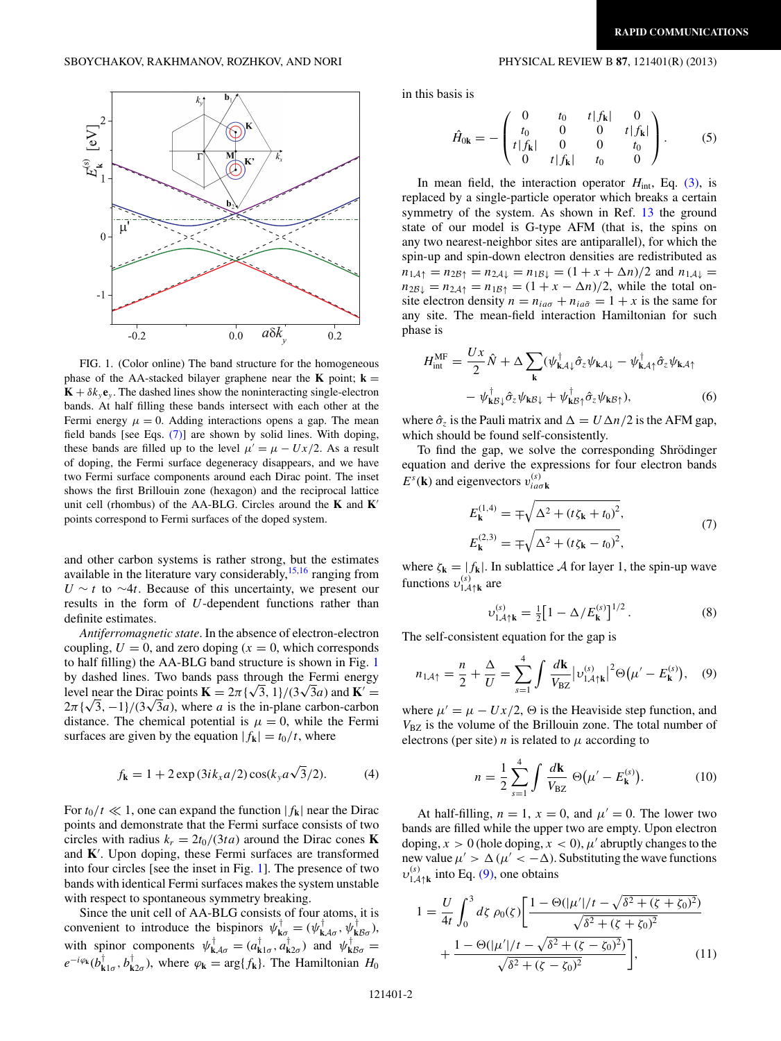FIG. 1. (Color online) The band structure for the homogeneous phase of the AA-stacked bilayer graphene near the $\mathbf{K}$ point; $\mathbf{k} = \mathbf{K} + \delta k_y \mathbf{e}_y$. The dashed lines show the noninteracting single-electron bands. At half filling these bands intersect with each other at the Fermi energy $\mu = 0$. Adding interactions opens a gap. The mean field bands [see Eqs. (7)] are shown by solid lines. With doping, these bands are filled up to the level $\mu' = \mu - Ux/2$. As a result of doping, the Fermi surface degeneracy disappears, and we have two Fermi surface components around each Dirac point. The inset shows the first Brillouin zone (hexagon) and the reciprocal lattice unit cell (rhombus) of the AA-BLG. Circles around the $\mathbf{K}$ and $\mathbf{K}'$ points correspond to Fermi surfaces of the doped system.

and other carbon systems is rather strong, but the estimates available in the literature vary considerably,[15,16] ranging from $U \sim t$ to $\sim 4t$. Because of this uncertainty, we present our results in the form of $U$-dependent functions rather than definite estimates.

*Antiferromagnetic state*. In the absence of electron-electron coupling, $U = 0$, and zero doping ($x = 0$, which corresponds to half filling) the AA-BLG band structure is shown in Fig. 1 by dashed lines. Two bands pass through the Fermi energy level near the Dirac points $\mathbf{K} = 2\pi\{\sqrt{3}, 1\}/(3\sqrt{3}a)$ and $\mathbf{K}' = 2\pi\{\sqrt{3}, -1\}/(3\sqrt{3}a)$, where $a$ is the in-plane carbon-carbon distance. The chemical potential is $\mu = 0$, while the Fermi surfaces are given by the equation $|f_\mathbf{k}| = t_0/t$, where

$$f_\mathbf{k} = 1 + 2\exp(3ik_x a/2)\cos(k_y a\sqrt{3}/2). \tag{4}$$

For $t_0/t \ll 1$, one can expand the function $|f_\mathbf{k}|$ near the Dirac points and demonstrate that the Fermi surface consists of two circles with radius $k_r = 2t_0/(3ta)$ around the Dirac cones $\mathbf{K}$ and $\mathbf{K}'$. Upon doping, these Fermi surfaces are transformed into four circles [see the inset in Fig. 1]. The presence of two bands with identical Fermi surfaces makes the system unstable with respect to spontaneous symmetry breaking.

Since the unit cell of AA-BLG consists of four atoms, it is convenient to introduce the bispinors $\psi^\dagger_{\mathbf{k}\sigma} = (\psi^\dagger_{\mathbf{k}\mathcal{A}\sigma}, \psi^\dagger_{\mathbf{k}\mathcal{B}\sigma})$, with spinor components $\psi^\dagger_{\mathbf{k}\mathcal{A}\sigma} = (a^\dagger_{\mathbf{k}1\sigma}, a^\dagger_{\mathbf{k}2\sigma})$ and $\psi^\dagger_{\mathbf{k}\mathcal{B}\sigma} = e^{-i\varphi_\mathbf{k}}(b^\dagger_{\mathbf{k}1\sigma}, b^\dagger_{\mathbf{k}2\sigma})$, where $\varphi_\mathbf{k} = \arg\{f_\mathbf{k}\}$. The Hamiltonian $H_0$ in this basis is

$$\hat{H}_{0\mathbf{k}} = -\begin{pmatrix} 0 & t_0 & t|f_\mathbf{k}| & 0 \\ t_0 & 0 & 0 & t|f_\mathbf{k}| \\ t|f_\mathbf{k}| & 0 & 0 & t_0 \\ 0 & t|f_\mathbf{k}| & t_0 & 0 \end{pmatrix}. \tag{5}$$

In mean field, the interaction operator $H_{\text{int}}$, Eq. (3), is replaced by a single-particle operator which breaks a certain symmetry of the system. As shown in Ref. 13 the ground state of our model is G-type AFM (that is, the spins on any two nearest-neighbor sites are antiparallel), for which the spin-up and spin-down electron densities are redistributed as $n_{1\mathcal{A}\uparrow} = n_{2\mathcal{B}\uparrow} = n_{2\mathcal{A}\downarrow} = n_{1\mathcal{B}\downarrow} = (1 + x + \Delta n)/2$ and $n_{1\mathcal{A}\downarrow} = n_{2\mathcal{B}\downarrow} = n_{2\mathcal{A}\uparrow} = n_{1\mathcal{B}\uparrow} = (1 + x - \Delta n)/2$, while the total on-site electron density $n = n_{ia\sigma} + n_{ia\bar{\sigma}} = 1 + x$ is the same for any site. The mean-field interaction Hamiltonian for such phase is

$$H^{\text{MF}}_{\text{int}} = \frac{Ux}{2}\hat{N} + \Delta\sum_\mathbf{k}(\psi^\dagger_{\mathbf{k}\mathcal{A}\downarrow}\hat{\sigma}_z\psi_{\mathbf{k}\mathcal{A}\downarrow} - \psi^\dagger_{\mathbf{k}\mathcal{A}\uparrow}\hat{\sigma}_z\psi_{\mathbf{k}\mathcal{A}\uparrow} - \psi^\dagger_{\mathbf{k}\mathcal{B}\downarrow}\hat{\sigma}_z\psi_{\mathbf{k}\mathcal{B}\downarrow} + \psi^\dagger_{\mathbf{k}\mathcal{B}\uparrow}\hat{\sigma}_z\psi_{\mathbf{k}\mathcal{B}\uparrow}), \tag{6}$$

where $\hat{\sigma}_z$ is the Pauli matrix and $\Delta = U\Delta n/2$ is the AFM gap, which should be found self-consistently.

To find the gap, we solve the corresponding Shrödinger equation and derive the expressions for four electron bands $E^s(\mathbf{k})$ and eigenvectors $\upsilon^{(s)}_{ia\sigma\mathbf{k}}$

$$E^{(1,4)}_\mathbf{k} = \mp\sqrt{\Delta^2 + (t\zeta_\mathbf{k} + t_0)^2},$$
$$E^{(2,3)}_\mathbf{k} = \mp\sqrt{\Delta^2 + (t\zeta_\mathbf{k} - t_0)^2}, \tag{7}$$

where $\zeta_\mathbf{k} = |f_\mathbf{k}|$. In sublattice $\mathcal{A}$ for layer 1, the spin-up wave functions $\upsilon^{(s)}_{1\mathcal{A}\uparrow\mathbf{k}}$ are

$$\upsilon^{(s)}_{1\mathcal{A}\uparrow\mathbf{k}} = \tfrac{1}{2}\left[1 - \Delta/E^{(s)}_\mathbf{k}\right]^{1/2}. \tag{8}$$

The self-consistent equation for the gap is

$$n_{1\mathcal{A}\uparrow} = \frac{n}{2} + \frac{\Delta}{U} = \sum_{s=1}^{4}\int\frac{d\mathbf{k}}{V_{\text{BZ}}}\left|\upsilon^{(s)}_{1\mathcal{A}\uparrow\mathbf{k}}\right|^2\Theta\left(\mu' - E^{(s)}_\mathbf{k}\right), \tag{9}$$

where $\mu' = \mu - Ux/2$, $\Theta$ is the Heaviside step function, and $V_{\text{BZ}}$ is the volume of the Brillouin zone. The total number of electrons (per site) $n$ is related to $\mu$ according to

$$n = \frac{1}{2}\sum_{s=1}^{4}\int\frac{d\mathbf{k}}{V_{\text{BZ}}}\,\Theta\left(\mu' - E^{(s)}_\mathbf{k}\right). \tag{10}$$

At half-filling, $n = 1$, $x = 0$, and $\mu' = 0$. The lower two bands are filled while the upper two are empty. Upon electron doping, $x > 0$ (hole doping, $x < 0$), $\mu'$ abruptly changes to the new value $\mu' > \Delta$ ($\mu' < -\Delta$). Substituting the wave functions $\upsilon^{(s)}_{1\mathcal{A}\uparrow\mathbf{k}}$ into Eq. (9), one obtains

$$1 = \frac{U}{4t}\int_0^3 d\zeta\,\rho_0(\zeta)\left[\frac{1 - \Theta(|\mu'|/t - \sqrt{\delta^2 + (\zeta + \zeta_0)^2})}{\sqrt{\delta^2 + (\zeta + \zeta_0)^2}} + \frac{1 - \Theta(|\mu'|/t - \sqrt{\delta^2 + (\zeta - \zeta_0)^2})}{\sqrt{\delta^2 + (\zeta - \zeta_0)^2}}\right], \tag{11}$$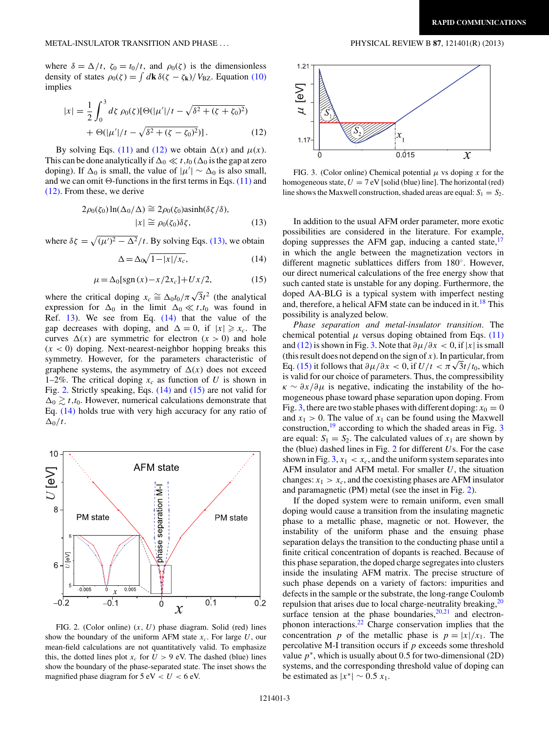where $\delta = \Delta/t$, $\zeta_0 = t_0/t$, and $\rho_0(\zeta)$ is the dimensionless density of states $\rho_0(\zeta) = \int d\mathbf{k}\,\delta(\zeta - \zeta_{\mathbf{k}})/V_{\text{BZ}}$. Equation (10) implies

$$|x| = \frac{1}{2}\int_0^3 d\zeta\,\rho_0(\zeta)[\Theta(|\mu'|/t - \sqrt{\delta^2 + (\zeta+\zeta_0)^2}) + \Theta(|\mu'|/t - \sqrt{\delta^2 + (\zeta-\zeta_0)^2})]\,. \quad (12)$$

By solving Eqs. (11) and (12) we obtain $\Delta(x)$ and $\mu(x)$. This can be done analytically if $\Delta_0 \ll t, t_0$ ($\Delta_0$ is the gap at zero doping). If $\Delta_0$ is small, the value of $|\mu'| \sim \Delta_0$ is also small, and we can omit $\Theta$-functions in the first terms in Eqs. (11) and (12). From these, we derive

$$2\rho_0(\zeta_0)\ln(\Delta_0/\Delta) \cong 2\rho_0(\zeta_0)\text{asinh}(\delta\zeta/\delta),$$
$$|x| \cong \rho_0(\zeta_0)\delta\zeta, \quad (13)$$

where $\delta\zeta = \sqrt{(\mu')^2 - \Delta^2}/t$. By solving Eqs. (13), we obtain

$$\Delta = \Delta_0\sqrt{1 - |x|/x_c}, \quad (14)$$

$$\mu = \Delta_0[\text{sgn}(x) - x/2x_c] + Ux/2, \quad (15)$$

where the critical doping $x_c \cong \Delta_0 t_0/\pi\sqrt{3}t^2$ (the analytical expression for $\Delta_0$ in the limit $\Delta_0 \ll t, t_0$ was found in Ref. 13). We see from Eq. (14) that the value of the gap decreases with doping, and $\Delta = 0$, if $|x| \geqslant x_c$. The curves $\Delta(x)$ are symmetric for electron ($x > 0$) and hole ($x < 0$) doping. Next-nearest-neighbor hopping breaks this symmetry. However, for the parameters characteristic of graphene systems, the asymmetry of $\Delta(x)$ does not exceed 1–2%. The critical doping $x_c$ as function of $U$ is shown in Fig. 2. Strictly speaking, Eqs. (14) and (15) are not valid for $\Delta_0 \gtrsim t, t_0$. However, numerical calculations demonstrate that Eq. (14) holds true with very high accuracy for any ratio of $\Delta_0/t$.

FIG. 2. (Color online) $(x, U)$ phase diagram. Solid (red) lines show the boundary of the uniform AFM state $x_c$. For large $U$, our mean-field calculations are not quantitatively valid. To emphasize this, the dotted lines plot $x_c$ for $U > 9$ eV. The dashed (blue) lines show the boundary of the phase-separated state. The inset shows the magnified phase diagram for 5 eV $< U <$ 6 eV.

FIG. 3. (Color online) Chemical potential $\mu$ vs doping $x$ for the homogeneous state, $U = 7$ eV [solid (blue) line]. The horizontal (red) line shows the Maxwell construction, shaded areas are equal: $S_1 = S_2$.

In addition to the usual AFM order parameter, more exotic possibilities are considered in the literature. For example, doping suppresses the AFM gap, inducing a canted state,[17] in which the angle between the magnetization vectors in different magnetic sublattices differs from 180°. However, our direct numerical calculations of the free energy show that such canted state is unstable for any doping. Furthermore, the doped AA-BLG is a typical system with imperfect nesting and, therefore, a helical AFM state can be induced in it.[18] This possibility is analyzed below.

*Phase separation and metal-insulator transition*. The chemical potential $\mu$ versus doping obtained from Eqs. (11) and (12) is shown in Fig. 3. Note that $\partial\mu/\partial x < 0$, if $|x|$ is small (this result does not depend on the sign of $x$). In particular, from Eq. (15) it follows that $\partial\mu/\partial x < 0$, if $U/t < \pi\sqrt{3}t/t_0$, which is valid for our choice of parameters. Thus, the compressibility $\kappa \sim \partial x/\partial\mu$ is negative, indicating the instability of the homogeneous phase toward phase separation upon doping. From Fig. 3, there are two stable phases with different doping: $x_0 = 0$ and $x_1 > 0$. The value of $x_1$ can be found using the Maxwell construction,[19] according to which the shaded areas in Fig. 3 are equal: $S_1 = S_2$. The calculated values of $x_1$ are shown by the (blue) dashed lines in Fig. 2 for different $U$s. For the case shown in Fig. 3, $x_1 < x_c$, and the uniform system separates into AFM insulator and AFM metal. For smaller $U$, the situation changes: $x_1 > x_c$, and the coexisting phases are AFM insulator and paramagnetic (PM) metal (see the inset in Fig. 2).

If the doped system were to remain uniform, even small doping would cause a transition from the insulating magnetic phase to a metallic phase, magnetic or not. However, the instability of the uniform phase and the ensuing phase separation delays the transition to the conducting phase until a finite critical concentration of dopants is reached. Because of this phase separation, the doped charge segregates into clusters inside the insulating AFM matrix. The precise structure of such phase depends on a variety of factors: impurities and defects in the sample or the substrate, the long-range Coulomb repulsion that arises due to local charge-neutrality breaking,[20] surface tension at the phase boundaries,[20,21] and electron-phonon interactions.[22] Charge conservation implies that the concentration $p$ of the metallic phase is $p = |x|/x_1$. The percolative M-I transition occurs if $p$ exceeds some threshold value $p^*$, which is usually about 0.5 for two-dimensional (2D) systems, and the corresponding threshold value of doping can be estimated as $|x^*| \sim 0.5\,x_1$.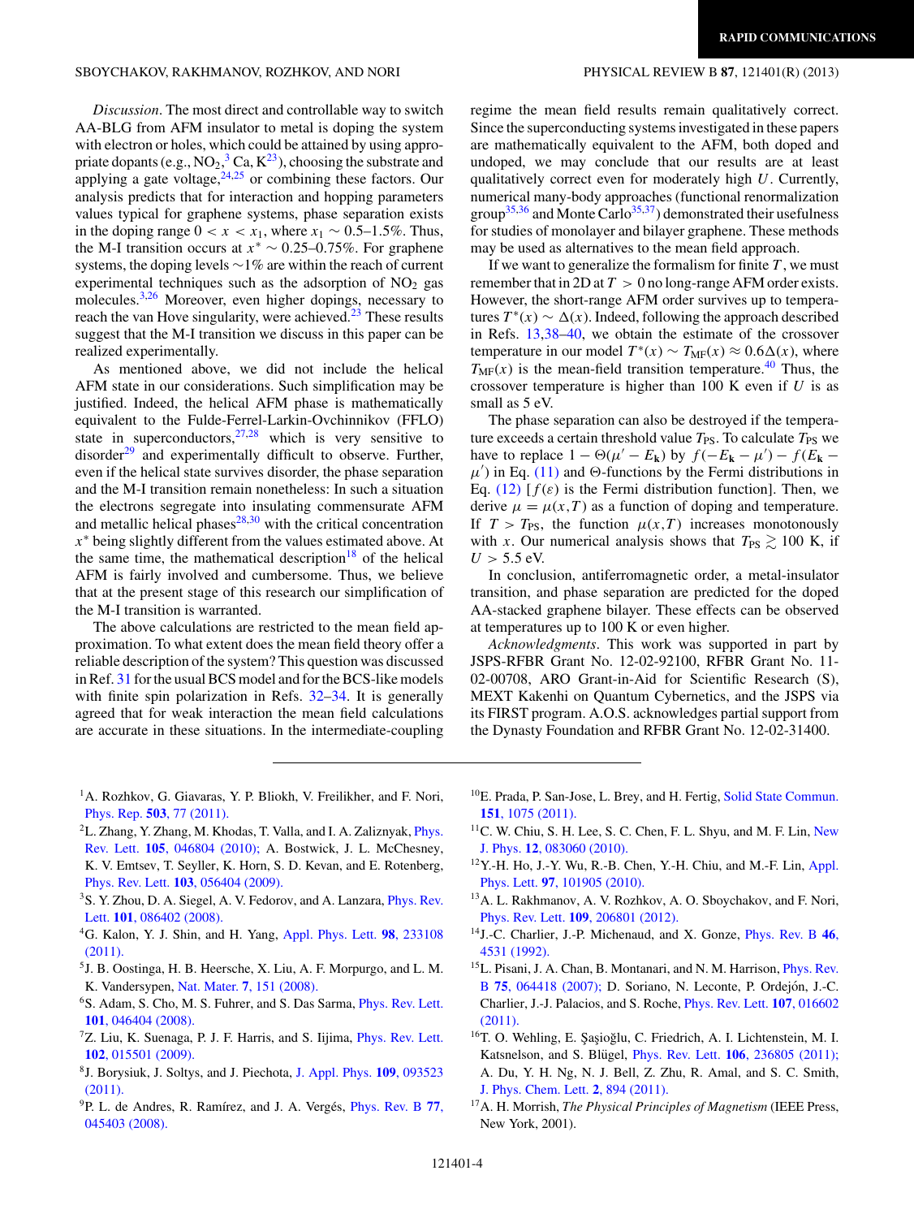*Discussion*. The most direct and controllable way to switch AA-BLG from AFM insulator to metal is doping the system with electron or holes, which could be attained by using appropriate dopants (e.g., $NO_2$,[3] Ca, K[23]), choosing the substrate and applying a gate voltage,[24,25] or combining these factors. Our analysis predicts that for interaction and hopping parameters values typical for graphene systems, phase separation exists in the doping range $0 < x < x_1$, where $x_1 \sim 0.5$–$1.5\%$. Thus, the M-I transition occurs at $x^* \sim 0.25$–$0.75\%$. For graphene systems, the doping levels $\sim 1\%$ are within the reach of current experimental techniques such as the adsorption of $NO_2$ gas molecules.[3,26] Moreover, even higher dopings, necessary to reach the van Hove singularity, were achieved.[23] These results suggest that the M-I transition we discuss in this paper can be realized experimentally.

As mentioned above, we did not include the helical AFM state in our considerations. Such simplification may be justified. Indeed, the helical AFM phase is mathematically equivalent to the Fulde-Ferrel-Larkin-Ovchinnikov (FFLO) state in superconductors,[27,28] which is very sensitive to disorder[29] and experimentally difficult to observe. Further, even if the helical state survives disorder, the phase separation and the M-I transition remain nonetheless: In such a situation the electrons segregate into insulating commensurate AFM and metallic helical phases[28,30] with the critical concentration $x^*$ being slightly different from the values estimated above. At the same time, the mathematical description[18] of the helical AFM is fairly involved and cumbersome. Thus, we believe that at the present stage of this research our simplification of the M-I transition is warranted.

The above calculations are restricted to the mean field approximation. To what extent does the mean field theory offer a reliable description of the system? This question was discussed in Ref. 31 for the usual BCS model and for the BCS-like models with finite spin polarization in Refs. 32–34. It is generally agreed that for weak interaction the mean field calculations are accurate in these situations. In the intermediate-coupling regime the mean field results remain qualitatively correct. Since the superconducting systems investigated in these papers are mathematically equivalent to the AFM, both doped and undoped, we may conclude that our results are at least qualitatively correct even for moderately high $U$. Currently, numerical many-body approaches (functional renormalization group[35,36] and Monte Carlo[35,37]) demonstrated their usefulness for studies of monolayer and bilayer graphene. These methods may be used as alternatives to the mean field approach.

If we want to generalize the formalism for finite $T$, we must remember that in 2D at $T > 0$ no long-range AFM order exists. However, the short-range AFM order survives up to temperatures $T^*(x) \sim \Delta(x)$. Indeed, following the approach described in Refs. 13,38–40, we obtain the estimate of the crossover temperature in our model $T^*(x) \sim T_{\mathrm{MF}}(x) \approx 0.6\Delta(x)$, where $T_{\mathrm{MF}}(x)$ is the mean-field transition temperature.[40] Thus, the crossover temperature is higher than 100 K even if $U$ is as small as 5 eV.

The phase separation can also be destroyed if the temperature exceeds a certain threshold value $T_{\mathrm{PS}}$. To calculate $T_{\mathrm{PS}}$ we have to replace $1 - \Theta(\mu' - E_{\mathbf{k}})$ by $f(-E_{\mathbf{k}} - \mu') - f(E_{\mathbf{k}} - \mu')$ in Eq. (11) and $\Theta$-functions by the Fermi distributions in Eq. (12) [$f(\varepsilon)$ is the Fermi distribution function]. Then, we derive $\mu = \mu(x,T)$ as a function of doping and temperature. If $T > T_{\mathrm{PS}}$, the function $\mu(x,T)$ increases monotonously with $x$. Our numerical analysis shows that $T_{\mathrm{PS}} \gtrsim 100$ K, if $U > 5.5$ eV.

In conclusion, antiferromagnetic order, a metal-insulator transition, and phase separation are predicted for the doped AA-stacked graphene bilayer. These effects can be observed at temperatures up to 100 K or even higher.

*Acknowledgments*. This work was supported in part by JSPS-RFBR Grant No. 12-02-92100, RFBR Grant No. 11-02-00708, ARO Grant-in-Aid for Scientific Research (S), MEXT Kakenhi on Quantum Cybernetics, and the JSPS via its FIRST program. A.O.S. acknowledges partial support from the Dynasty Foundation and RFBR Grant No. 12-02-31400.

---

[1] A. Rozhkov, G. Giavaras, Y. P. Bliokh, V. Freilikher, and F. Nori, Phys. Rep. **503**, 77 (2011).

[2] L. Zhang, Y. Zhang, M. Khodas, T. Valla, and I. A. Zaliznyak, Phys. Rev. Lett. **105**, 046804 (2010); A. Bostwick, J. L. McChesney, K. V. Emtsev, T. Seyller, K. Horn, S. D. Kevan, and E. Rotenberg, Phys. Rev. Lett. **103**, 056404 (2009).

[3] S. Y. Zhou, D. A. Siegel, A. V. Fedorov, and A. Lanzara, Phys. Rev. Lett. **101**, 086402 (2008).

[4] G. Kalon, Y. J. Shin, and H. Yang, Appl. Phys. Lett. **98**, 233108 (2011).

[5] J. B. Oostinga, H. B. Heersche, X. Liu, A. F. Morpurgo, and L. M. K. Vandersypen, Nat. Mater. **7**, 151 (2008).

[6] S. Adam, S. Cho, M. S. Fuhrer, and S. Das Sarma, Phys. Rev. Lett. **101**, 046404 (2008).

[7] Z. Liu, K. Suenaga, P. J. F. Harris, and S. Iijima, Phys. Rev. Lett. **102**, 015501 (2009).

[8] J. Borysiuk, J. Soltys, and J. Piechota, J. Appl. Phys. **109**, 093523 (2011).

[9] P. L. de Andres, R. Ramírez, and J. A. Vergés, Phys. Rev. B **77**, 045403 (2008).

[10] E. Prada, P. San-Jose, L. Brey, and H. Fertig, Solid State Commun. **151**, 1075 (2011).

[11] C. W. Chiu, S. H. Lee, S. C. Chen, F. L. Shyu, and M. F. Lin, New J. Phys. **12**, 083060 (2010).

[12] Y.-H. Ho, J.-Y. Wu, R.-B. Chen, Y.-H. Chiu, and M.-F. Lin, Appl. Phys. Lett. **97**, 101905 (2010).

[13] A. L. Rakhmanov, A. V. Rozhkov, A. O. Sboychakov, and F. Nori, Phys. Rev. Lett. **109**, 206801 (2012).

[14] J.-C. Charlier, J.-P. Michenaud, and X. Gonze, Phys. Rev. B **46**, 4531 (1992).

[15] L. Pisani, J. A. Chan, B. Montanari, and N. M. Harrison, Phys. Rev. B **75**, 064418 (2007); D. Soriano, N. Leconte, P. Ordejón, J.-C. Charlier, J.-J. Palacios, and S. Roche, Phys. Rev. Lett. **107**, 016602 (2011).

[16] T. O. Wehling, E. Şaşioğlu, C. Friedrich, A. I. Lichtenstein, M. I. Katsnelson, and S. Blügel, Phys. Rev. Lett. **106**, 236805 (2011); A. Du, Y. H. Ng, N. J. Bell, Z. Zhu, R. Amal, and S. C. Smith, J. Phys. Chem. Lett. **2**, 894 (2011).

[17] A. H. Morrish, *The Physical Principles of Magnetism* (IEEE Press, New York, 2001).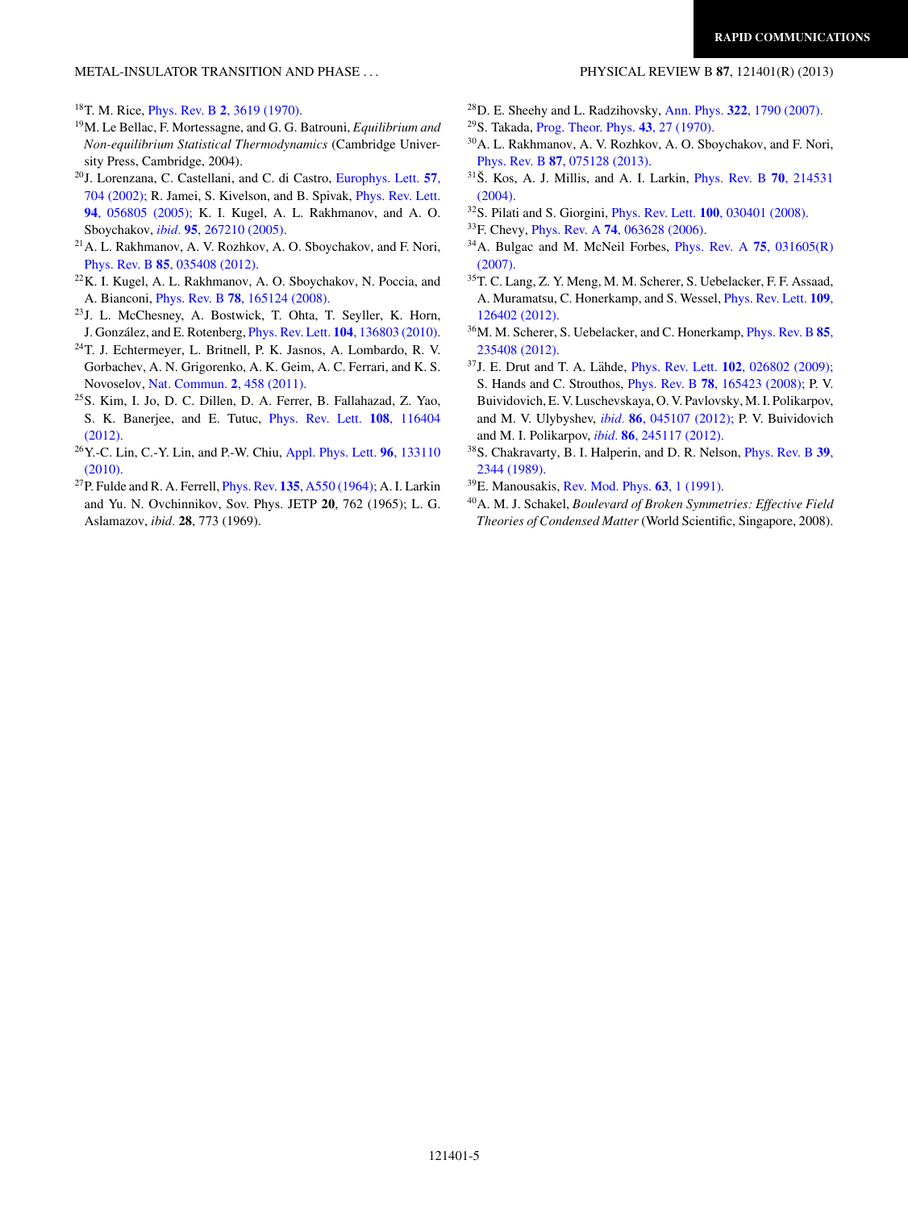[18] T. M. Rice, Phys. Rev. B **2**, 3619 (1970).

[19] M. Le Bellac, F. Mortessagne, and G. G. Batrouni, *Equilibrium and Non-equilibrium Statistical Thermodynamics* (Cambridge University Press, Cambridge, 2004).

[20] J. Lorenzana, C. Castellani, and C. di Castro, Europhys. Lett. **57**, 704 (2002); R. Jamei, S. Kivelson, and B. Spivak, Phys. Rev. Lett. **94**, 056805 (2005); K. I. Kugel, A. L. Rakhmanov, and A. O. Sboychakov, *ibid.* **95**, 267210 (2005).

[21] A. L. Rakhmanov, A. V. Rozhkov, A. O. Sboychakov, and F. Nori, Phys. Rev. B **85**, 035408 (2012).

[22] K. I. Kugel, A. L. Rakhmanov, A. O. Sboychakov, N. Poccia, and A. Bianconi, Phys. Rev. B **78**, 165124 (2008).

[23] J. L. McChesney, A. Bostwick, T. Ohta, T. Seyller, K. Horn, J. González, and E. Rotenberg, Phys. Rev. Lett. **104**, 136803 (2010).

[24] T. J. Echtermeyer, L. Britnell, P. K. Jasnos, A. Lombardo, R. V. Gorbachev, A. N. Grigorenko, A. K. Geim, A. C. Ferrari, and K. S. Novoselov, Nat. Commun. **2**, 458 (2011).

[25] S. Kim, I. Jo, D. C. Dillen, D. A. Ferrer, B. Fallahazad, Z. Yao, S. K. Banerjee, and E. Tutuc, Phys. Rev. Lett. **108**, 116404 (2012).

[26] Y.-C. Lin, C.-Y. Lin, and P.-W. Chiu, Appl. Phys. Lett. **96**, 133110 (2010).

[27] P. Fulde and R. A. Ferrell, Phys. Rev. **135**, A550 (1964); A. I. Larkin and Yu. N. Ovchinnikov, Sov. Phys. JETP **20**, 762 (1965); L. G. Aslamazov, *ibid.* **28**, 773 (1969).

[28] D. E. Sheehy and L. Radzihovsky, Ann. Phys. **322**, 1790 (2007).

[29] S. Takada, Prog. Theor. Phys. **43**, 27 (1970).

[30] A. L. Rakhmanov, A. V. Rozhkov, A. O. Sboychakov, and F. Nori, Phys. Rev. B **87**, 075128 (2013).

[31] Š. Kos, A. J. Millis, and A. I. Larkin, Phys. Rev. B **70**, 214531 (2004).

[32] S. Pilati and S. Giorgini, Phys. Rev. Lett. **100**, 030401 (2008).

[33] F. Chevy, Phys. Rev. A **74**, 063628 (2006).

[34] A. Bulgac and M. McNeil Forbes, Phys. Rev. A **75**, 031605(R) (2007).

[35] T. C. Lang, Z. Y. Meng, M. M. Scherer, S. Uebelacker, F. F. Assaad, A. Muramatsu, C. Honerkamp, and S. Wessel, Phys. Rev. Lett. **109**, 126402 (2012).

[36] M. M. Scherer, S. Uebelacker, and C. Honerkamp, Phys. Rev. B **85**, 235408 (2012).

[37] J. E. Drut and T. A. Lähde, Phys. Rev. Lett. **102**, 026802 (2009); S. Hands and C. Strouthos, Phys. Rev. B **78**, 165423 (2008); P. V. Buividovich, E. V. Luschevskaya, O. V. Pavlovsky, M. I. Polikarpov, and M. V. Ulybyshev, *ibid.* **86**, 045107 (2012); P. V. Buividovich and M. I. Polikarpov, *ibid.* **86**, 245117 (2012).

[38] S. Chakravarty, B. I. Halperin, and D. R. Nelson, Phys. Rev. B **39**, 2344 (1989).

[39] E. Manousakis, Rev. Mod. Phys. **63**, 1 (1991).

[40] A. M. J. Schakel, *Boulevard of Broken Symmetries: Effective Field Theories of Condensed Matter* (World Scientific, Singapore, 2008).